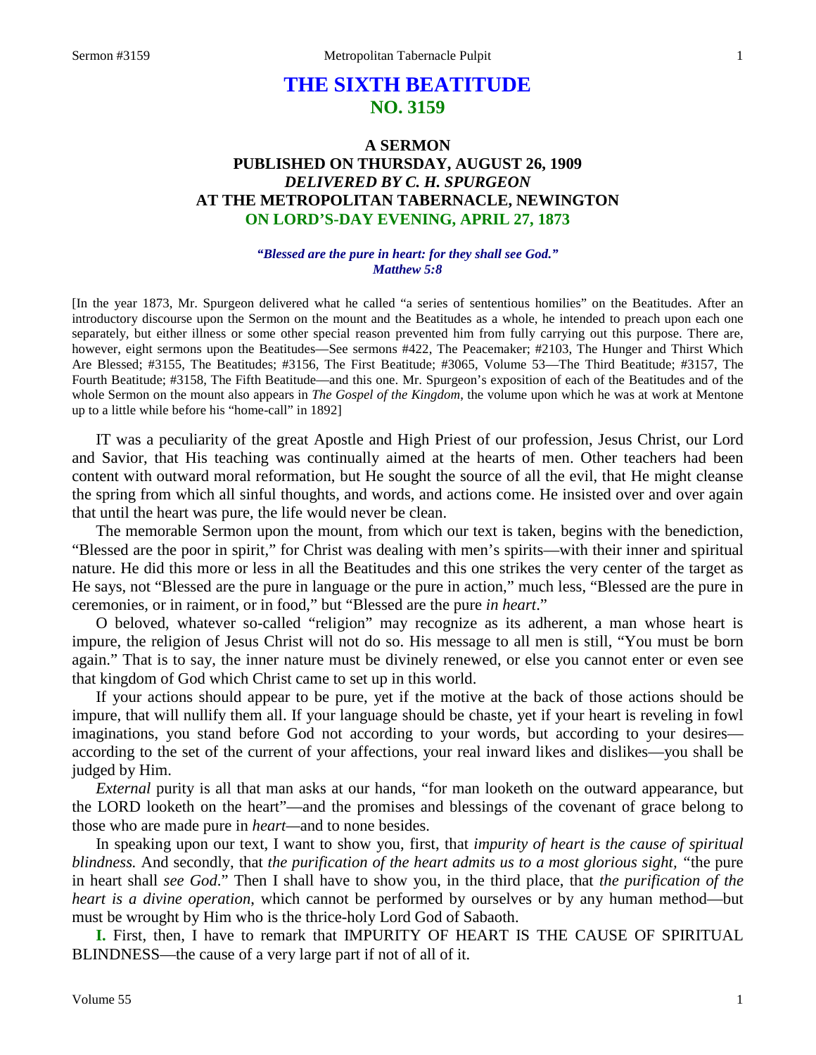# THE SIXTH BEATITUDE
## NO. 3159

### A SERMON
### PUBLISHED ON THURSDAY, AUGUST 26, 1909
### *DELIVERED BY C. H. SPURGEON*
### AT THE METROPOLITAN TABERNACLE, NEWINGTON
### ON LORD'S-DAY EVENING, APRIL 27, 1873

***"Blessed are the pure in heart: for they shall see God."***
***Matthew 5:8***

[In the year 1873, Mr. Spurgeon delivered what he called "a series of sententious homilies" on the Beatitudes. After an introductory discourse upon the Sermon on the mount and the Beatitudes as a whole, he intended to preach upon each one separately, but either illness or some other special reason prevented him from fully carrying out this purpose. There are, however, eight sermons upon the Beatitudes—See sermons #422, The Peacemaker; #2103, The Hunger and Thirst Which Are Blessed; #3155, The Beatitudes; #3156, The First Beatitude; #3065, Volume 53—The Third Beatitude; #3157, The Fourth Beatitude; #3158, The Fifth Beatitude—and this one. Mr. Spurgeon's exposition of each of the Beatitudes and of the whole Sermon on the mount also appears in *The Gospel of the Kingdom*, the volume upon which he was at work at Mentone up to a little while before his "home-call" in 1892]

IT was a peculiarity of the great Apostle and High Priest of our profession, Jesus Christ, our Lord and Savior, that His teaching was continually aimed at the hearts of men. Other teachers had been content with outward moral reformation, but He sought the source of all the evil, that He might cleanse the spring from which all sinful thoughts, and words, and actions come. He insisted over and over again that until the heart was pure, the life would never be clean.

The memorable Sermon upon the mount, from which our text is taken, begins with the benediction, "Blessed are the poor in spirit," for Christ was dealing with men's spirits—with their inner and spiritual nature. He did this more or less in all the Beatitudes and this one strikes the very center of the target as He says, not "Blessed are the pure in language or the pure in action," much less, "Blessed are the pure in ceremonies, or in raiment, or in food," but "Blessed are the pure *in heart*."

O beloved, whatever so-called "religion" may recognize as its adherent, a man whose heart is impure, the religion of Jesus Christ will not do so. His message to all men is still, "You must be born again." That is to say, the inner nature must be divinely renewed, or else you cannot enter or even see that kingdom of God which Christ came to set up in this world.

If your actions should appear to be pure, yet if the motive at the back of those actions should be impure, that will nullify them all. If your language should be chaste, yet if your heart is reveling in fowl imaginations, you stand before God not according to your words, but according to your desires—according to the set of the current of your affections, your real inward likes and dislikes—you shall be judged by Him.

*External* purity is all that man asks at our hands, "for man looketh on the outward appearance, but the LORD looketh on the heart"—and the promises and blessings of the covenant of grace belong to those who are made pure in *heart*—and to none besides.

In speaking upon our text, I want to show you, first, that *impurity of heart is the cause of spiritual blindness.* And secondly, that *the purification of the heart admits us to a most glorious sight,* "the pure in heart shall *see God*." Then I shall have to show you, in the third place, that *the purification of the heart is a divine operation*, which cannot be performed by ourselves or by any human method—but must be wrought by Him who is the thrice-holy Lord God of Sabaoth.

**I.** First, then, I have to remark that IMPURITY OF HEART IS THE CAUSE OF SPIRITUAL BLINDNESS—the cause of a very large part if not of all of it.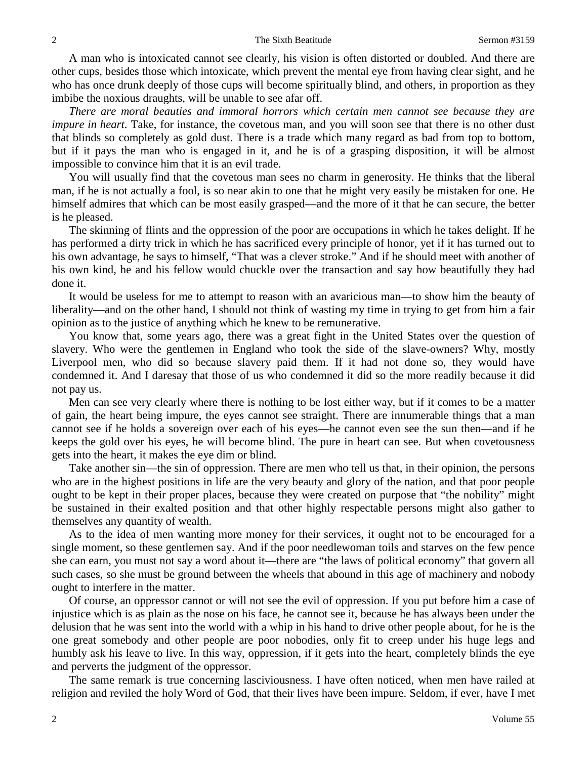A man who is intoxicated cannot see clearly, his vision is often distorted or doubled. And there are other cups, besides those which intoxicate, which prevent the mental eye from having clear sight, and he who has once drunk deeply of those cups will become spiritually blind, and others, in proportion as they imbibe the noxious draughts, will be unable to see afar off.

*There are moral beauties and immoral horrors which certain men cannot see because they are impure in heart*. Take, for instance, the covetous man, and you will soon see that there is no other dust that blinds so completely as gold dust. There is a trade which many regard as bad from top to bottom, but if it pays the man who is engaged in it, and he is of a grasping disposition, it will be almost impossible to convince him that it is an evil trade.

You will usually find that the covetous man sees no charm in generosity. He thinks that the liberal man, if he is not actually a fool, is so near akin to one that he might very easily be mistaken for one. He himself admires that which can be most easily grasped—and the more of it that he can secure, the better is he pleased.

The skinning of flints and the oppression of the poor are occupations in which he takes delight. If he has performed a dirty trick in which he has sacrificed every principle of honor, yet if it has turned out to his own advantage, he says to himself, "That was a clever stroke." And if he should meet with another of his own kind, he and his fellow would chuckle over the transaction and say how beautifully they had done it.

It would be useless for me to attempt to reason with an avaricious man—to show him the beauty of liberality—and on the other hand, I should not think of wasting my time in trying to get from him a fair opinion as to the justice of anything which he knew to be remunerative.

You know that, some years ago, there was a great fight in the United States over the question of slavery. Who were the gentlemen in England who took the side of the slave-owners? Why, mostly Liverpool men, who did so because slavery paid them. If it had not done so, they would have condemned it. And I daresay that those of us who condemned it did so the more readily because it did not pay us.

Men can see very clearly where there is nothing to be lost either way, but if it comes to be a matter of gain, the heart being impure, the eyes cannot see straight. There are innumerable things that a man cannot see if he holds a sovereign over each of his eyes—he cannot even see the sun then—and if he keeps the gold over his eyes, he will become blind. The pure in heart can see. But when covetousness gets into the heart, it makes the eye dim or blind.

Take another sin—the sin of oppression. There are men who tell us that, in their opinion, the persons who are in the highest positions in life are the very beauty and glory of the nation, and that poor people ought to be kept in their proper places, because they were created on purpose that "the nobility" might be sustained in their exalted position and that other highly respectable persons might also gather to themselves any quantity of wealth.

As to the idea of men wanting more money for their services, it ought not to be encouraged for a single moment, so these gentlemen say. And if the poor needlewoman toils and starves on the few pence she can earn, you must not say a word about it—there are "the laws of political economy" that govern all such cases, so she must be ground between the wheels that abound in this age of machinery and nobody ought to interfere in the matter.

Of course, an oppressor cannot or will not see the evil of oppression. If you put before him a case of injustice which is as plain as the nose on his face, he cannot see it, because he has always been under the delusion that he was sent into the world with a whip in his hand to drive other people about, for he is the one great somebody and other people are poor nobodies, only fit to creep under his huge legs and humbly ask his leave to live. In this way, oppression, if it gets into the heart, completely blinds the eye and perverts the judgment of the oppressor.

The same remark is true concerning lasciviousness. I have often noticed, when men have railed at religion and reviled the holy Word of God, that their lives have been impure. Seldom, if ever, have I met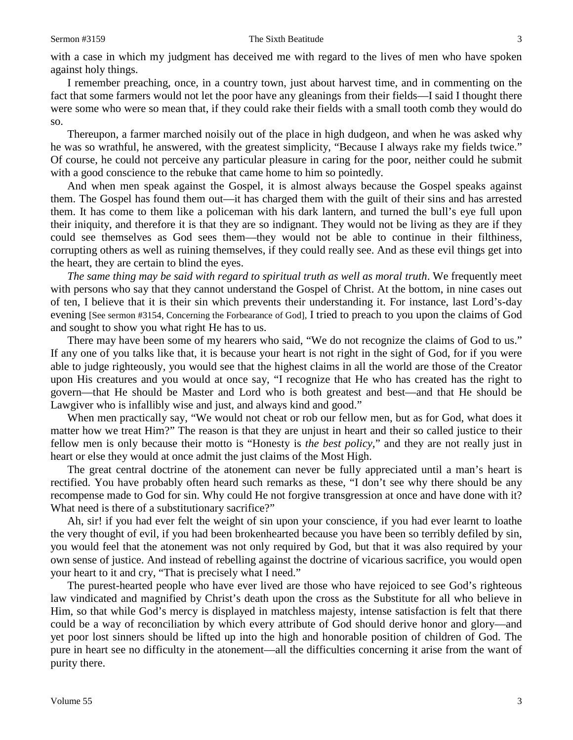with a case in which my judgment has deceived me with regard to the lives of men who have spoken against holy things.

I remember preaching, once, in a country town, just about harvest time, and in commenting on the fact that some farmers would not let the poor have any gleanings from their fields—I said I thought there were some who were so mean that, if they could rake their fields with a small tooth comb they would do so.

Thereupon, a farmer marched noisily out of the place in high dudgeon, and when he was asked why he was so wrathful, he answered, with the greatest simplicity, "Because I always rake my fields twice." Of course, he could not perceive any particular pleasure in caring for the poor, neither could he submit with a good conscience to the rebuke that came home to him so pointedly.

And when men speak against the Gospel, it is almost always because the Gospel speaks against them. The Gospel has found them out—it has charged them with the guilt of their sins and has arrested them. It has come to them like a policeman with his dark lantern, and turned the bull's eye full upon their iniquity, and therefore it is that they are so indignant. They would not be living as they are if they could see themselves as God sees them—they would not be able to continue in their filthiness, corrupting others as well as ruining themselves, if they could really see. And as these evil things get into the heart, they are certain to blind the eyes.

*The same thing may be said with regard to spiritual truth as well as moral truth*. We frequently meet with persons who say that they cannot understand the Gospel of Christ. At the bottom, in nine cases out of ten, I believe that it is their sin which prevents their understanding it. For instance, last Lord's-day evening [See sermon #3154, Concerning the Forbearance of God], I tried to preach to you upon the claims of God and sought to show you what right He has to us.

There may have been some of my hearers who said, "We do not recognize the claims of God to us." If any one of you talks like that, it is because your heart is not right in the sight of God, for if you were able to judge righteously, you would see that the highest claims in all the world are those of the Creator upon His creatures and you would at once say, "I recognize that He who has created has the right to govern—that He should be Master and Lord who is both greatest and best—and that He should be Lawgiver who is infallibly wise and just, and always kind and good."

When men practically say, "We would not cheat or rob our fellow men, but as for God, what does it matter how we treat Him?" The reason is that they are unjust in heart and their so called justice to their fellow men is only because their motto is "Honesty is *the best policy*," and they are not really just in heart or else they would at once admit the just claims of the Most High.

The great central doctrine of the atonement can never be fully appreciated until a man's heart is rectified. You have probably often heard such remarks as these, "I don't see why there should be any recompense made to God for sin. Why could He not forgive transgression at once and have done with it? What need is there of a substitutionary sacrifice?"

Ah, sir! if you had ever felt the weight of sin upon your conscience, if you had ever learnt to loathe the very thought of evil, if you had been brokenhearted because you have been so terribly defiled by sin, you would feel that the atonement was not only required by God, but that it was also required by your own sense of justice. And instead of rebelling against the doctrine of vicarious sacrifice, you would open your heart to it and cry, "That is precisely what I need."

The purest-hearted people who have ever lived are those who have rejoiced to see God's righteous law vindicated and magnified by Christ's death upon the cross as the Substitute for all who believe in Him, so that while God's mercy is displayed in matchless majesty, intense satisfaction is felt that there could be a way of reconciliation by which every attribute of God should derive honor and glory—and yet poor lost sinners should be lifted up into the high and honorable position of children of God. The pure in heart see no difficulty in the atonement—all the difficulties concerning it arise from the want of purity there.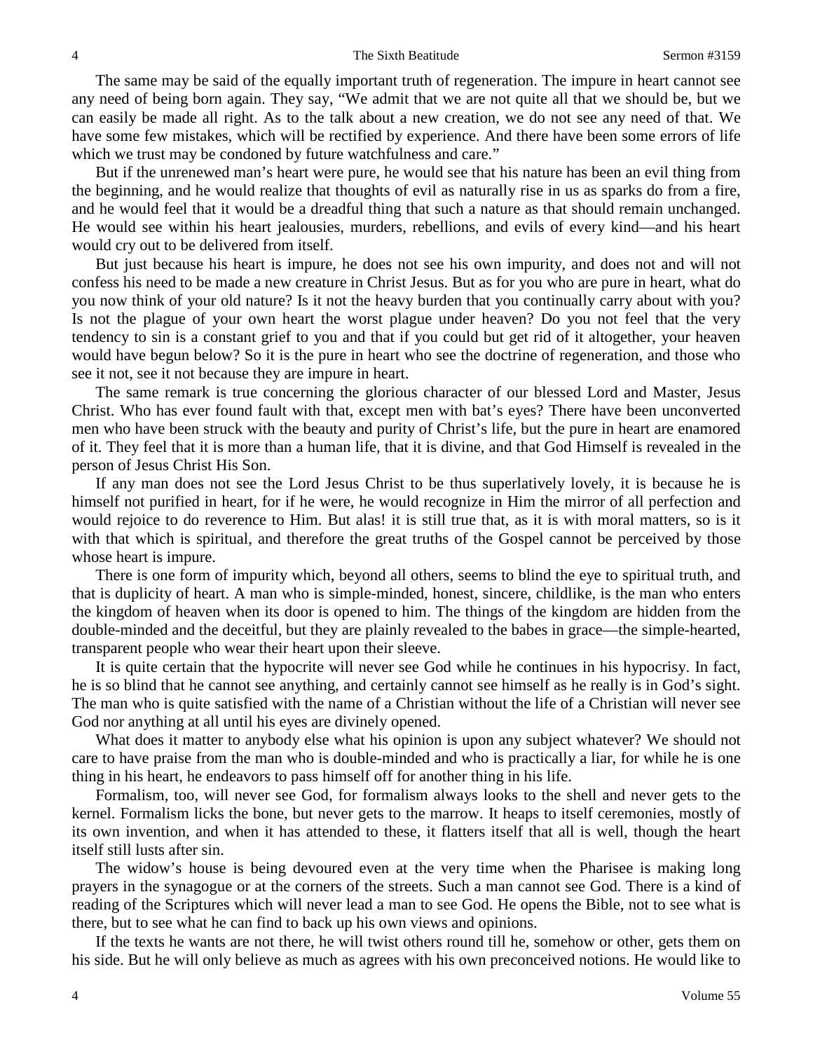The same may be said of the equally important truth of regeneration. The impure in heart cannot see any need of being born again. They say, "We admit that we are not quite all that we should be, but we can easily be made all right. As to the talk about a new creation, we do not see any need of that. We have some few mistakes, which will be rectified by experience. And there have been some errors of life which we trust may be condoned by future watchfulness and care."

But if the unrenewed man's heart were pure, he would see that his nature has been an evil thing from the beginning, and he would realize that thoughts of evil as naturally rise in us as sparks do from a fire, and he would feel that it would be a dreadful thing that such a nature as that should remain unchanged. He would see within his heart jealousies, murders, rebellions, and evils of every kind—and his heart would cry out to be delivered from itself.

But just because his heart is impure, he does not see his own impurity, and does not and will not confess his need to be made a new creature in Christ Jesus. But as for you who are pure in heart, what do you now think of your old nature? Is it not the heavy burden that you continually carry about with you? Is not the plague of your own heart the worst plague under heaven? Do you not feel that the very tendency to sin is a constant grief to you and that if you could but get rid of it altogether, your heaven would have begun below? So it is the pure in heart who see the doctrine of regeneration, and those who see it not, see it not because they are impure in heart.

The same remark is true concerning the glorious character of our blessed Lord and Master, Jesus Christ. Who has ever found fault with that, except men with bat's eyes? There have been unconverted men who have been struck with the beauty and purity of Christ's life, but the pure in heart are enamored of it. They feel that it is more than a human life, that it is divine, and that God Himself is revealed in the person of Jesus Christ His Son.

If any man does not see the Lord Jesus Christ to be thus superlatively lovely, it is because he is himself not purified in heart, for if he were, he would recognize in Him the mirror of all perfection and would rejoice to do reverence to Him. But alas! it is still true that, as it is with moral matters, so is it with that which is spiritual, and therefore the great truths of the Gospel cannot be perceived by those whose heart is impure.

There is one form of impurity which, beyond all others, seems to blind the eye to spiritual truth, and that is duplicity of heart. A man who is simple-minded, honest, sincere, childlike, is the man who enters the kingdom of heaven when its door is opened to him. The things of the kingdom are hidden from the double-minded and the deceitful, but they are plainly revealed to the babes in grace—the simple-hearted, transparent people who wear their heart upon their sleeve.

It is quite certain that the hypocrite will never see God while he continues in his hypocrisy. In fact, he is so blind that he cannot see anything, and certainly cannot see himself as he really is in God's sight. The man who is quite satisfied with the name of a Christian without the life of a Christian will never see God nor anything at all until his eyes are divinely opened.

What does it matter to anybody else what his opinion is upon any subject whatever? We should not care to have praise from the man who is double-minded and who is practically a liar, for while he is one thing in his heart, he endeavors to pass himself off for another thing in his life.

Formalism, too, will never see God, for formalism always looks to the shell and never gets to the kernel. Formalism licks the bone, but never gets to the marrow. It heaps to itself ceremonies, mostly of its own invention, and when it has attended to these, it flatters itself that all is well, though the heart itself still lusts after sin.

The widow's house is being devoured even at the very time when the Pharisee is making long prayers in the synagogue or at the corners of the streets. Such a man cannot see God. There is a kind of reading of the Scriptures which will never lead a man to see God. He opens the Bible, not to see what is there, but to see what he can find to back up his own views and opinions.

If the texts he wants are not there, he will twist others round till he, somehow or other, gets them on his side. But he will only believe as much as agrees with his own preconceived notions. He would like to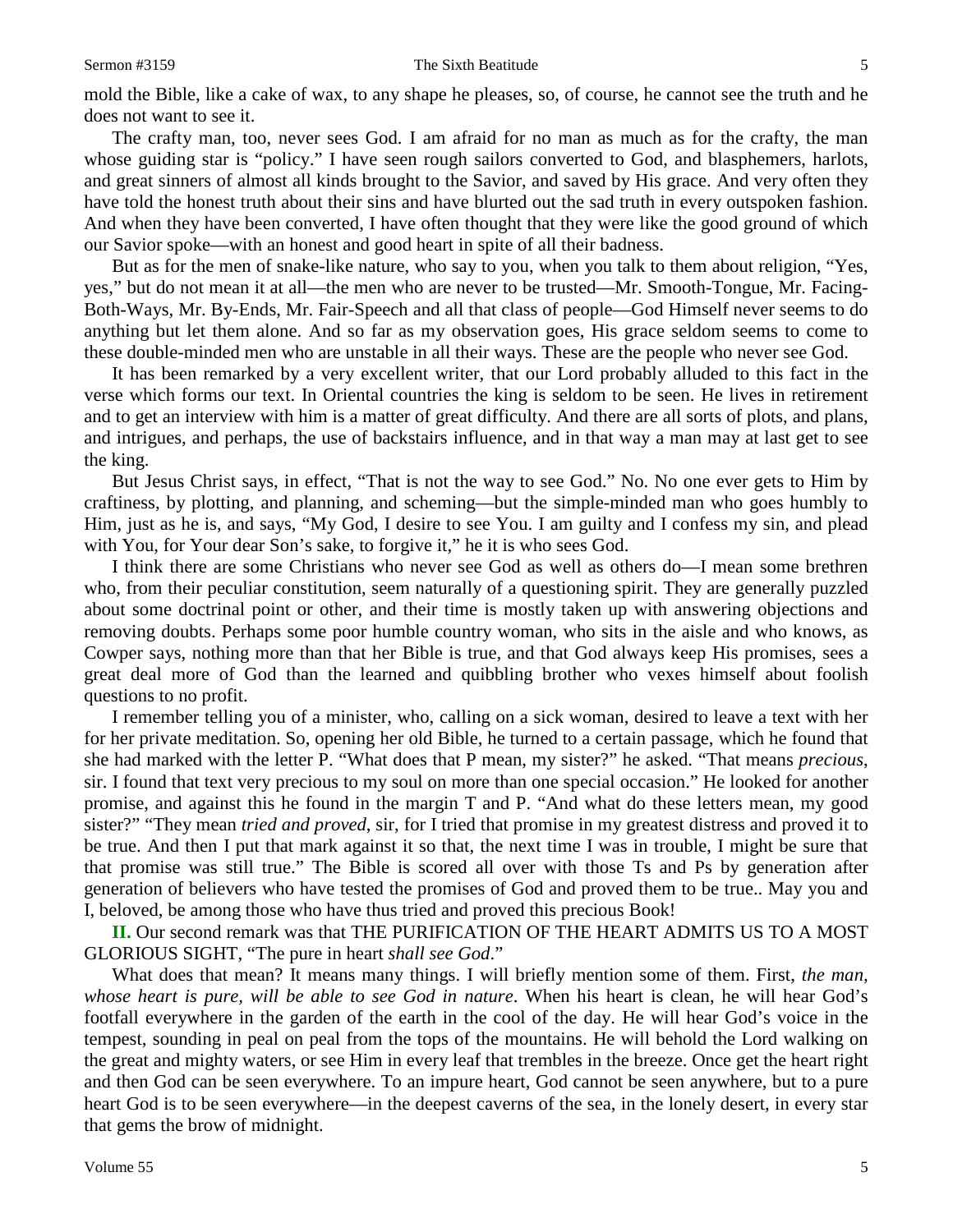mold the Bible, like a cake of wax, to any shape he pleases, so, of course, he cannot see the truth and he does not want to see it.

The crafty man, too, never sees God. I am afraid for no man as much as for the crafty, the man whose guiding star is "policy." I have seen rough sailors converted to God, and blasphemers, harlots, and great sinners of almost all kinds brought to the Savior, and saved by His grace. And very often they have told the honest truth about their sins and have blurted out the sad truth in every outspoken fashion. And when they have been converted, I have often thought that they were like the good ground of which our Savior spoke—with an honest and good heart in spite of all their badness.

But as for the men of snake-like nature, who say to you, when you talk to them about religion, "Yes, yes," but do not mean it at all—the men who are never to be trusted—Mr. Smooth-Tongue, Mr. Facing-Both-Ways, Mr. By-Ends, Mr. Fair-Speech and all that class of people—God Himself never seems to do anything but let them alone. And so far as my observation goes, His grace seldom seems to come to these double-minded men who are unstable in all their ways. These are the people who never see God.

It has been remarked by a very excellent writer, that our Lord probably alluded to this fact in the verse which forms our text. In Oriental countries the king is seldom to be seen. He lives in retirement and to get an interview with him is a matter of great difficulty. And there are all sorts of plots, and plans, and intrigues, and perhaps, the use of backstairs influence, and in that way a man may at last get to see the king.

But Jesus Christ says, in effect, "That is not the way to see God." No. No one ever gets to Him by craftiness, by plotting, and planning, and scheming—but the simple-minded man who goes humbly to Him, just as he is, and says, "My God, I desire to see You. I am guilty and I confess my sin, and plead with You, for Your dear Son's sake, to forgive it," he it is who sees God.

I think there are some Christians who never see God as well as others do—I mean some brethren who, from their peculiar constitution, seem naturally of a questioning spirit. They are generally puzzled about some doctrinal point or other, and their time is mostly taken up with answering objections and removing doubts. Perhaps some poor humble country woman, who sits in the aisle and who knows, as Cowper says, nothing more than that her Bible is true, and that God always keep His promises, sees a great deal more of God than the learned and quibbling brother who vexes himself about foolish questions to no profit.

I remember telling you of a minister, who, calling on a sick woman, desired to leave a text with her for her private meditation. So, opening her old Bible, he turned to a certain passage, which he found that she had marked with the letter P. "What does that P mean, my sister?" he asked. "That means *precious*, sir. I found that text very precious to my soul on more than one special occasion." He looked for another promise, and against this he found in the margin T and P. "And what do these letters mean, my good sister?" "They mean *tried and proved*, sir, for I tried that promise in my greatest distress and proved it to be true. And then I put that mark against it so that, the next time I was in trouble, I might be sure that that promise was still true." The Bible is scored all over with those Ts and Ps by generation after generation of believers who have tested the promises of God and proved them to be true.. May you and I, beloved, be among those who have thus tried and proved this precious Book!

**II.** Our second remark was that THE PURIFICATION OF THE HEART ADMITS US TO A MOST GLORIOUS SIGHT, "The pure in heart *shall see God*."

What does that mean? It means many things. I will briefly mention some of them. First, *the man, whose heart is pure, will be able to see God in nature*. When his heart is clean, he will hear God's footfall everywhere in the garden of the earth in the cool of the day. He will hear God's voice in the tempest, sounding in peal on peal from the tops of the mountains. He will behold the Lord walking on the great and mighty waters, or see Him in every leaf that trembles in the breeze. Once get the heart right and then God can be seen everywhere. To an impure heart, God cannot be seen anywhere, but to a pure heart God is to be seen everywhere—in the deepest caverns of the sea, in the lonely desert, in every star that gems the brow of midnight.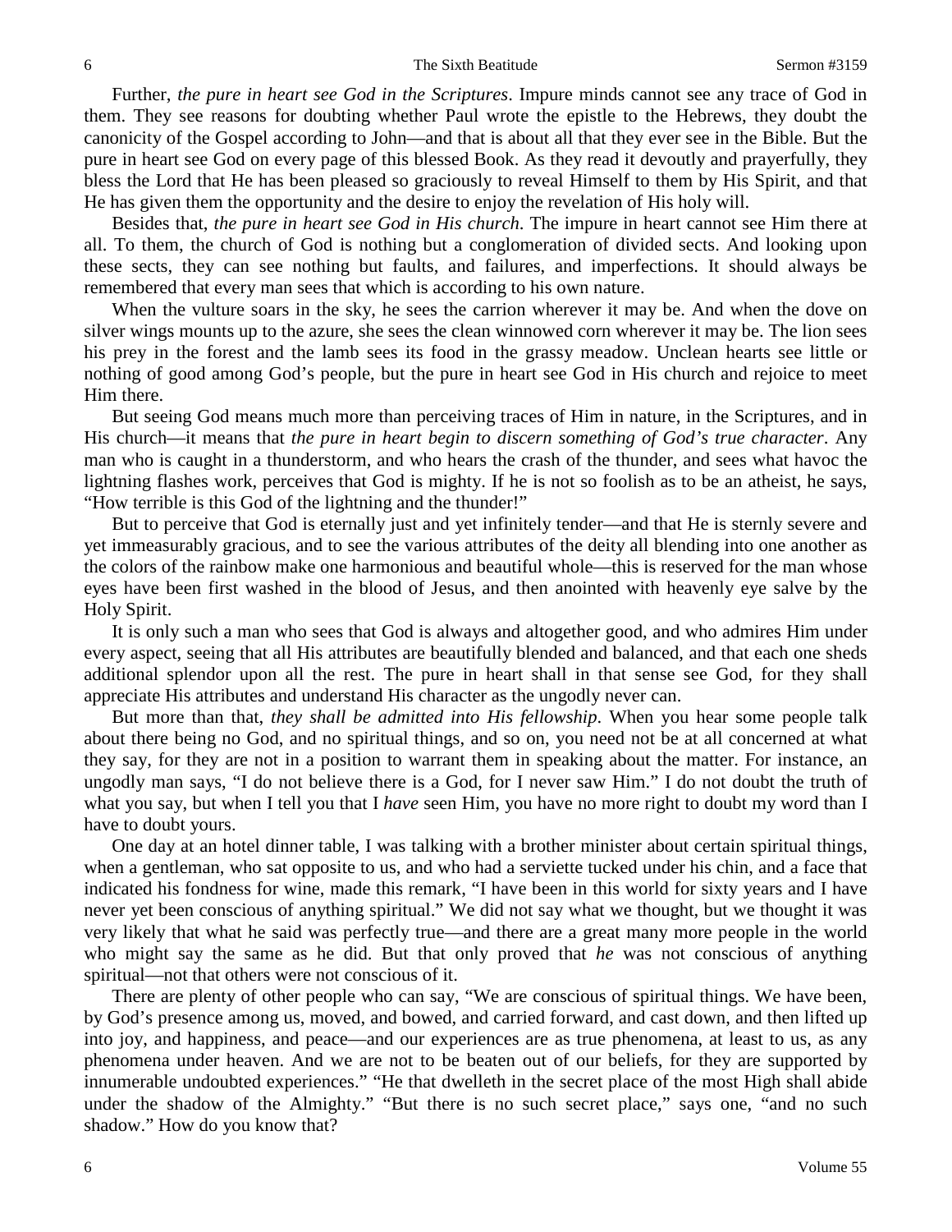Further, *the pure in heart see God in the Scriptures*. Impure minds cannot see any trace of God in them. They see reasons for doubting whether Paul wrote the epistle to the Hebrews, they doubt the canonicity of the Gospel according to John—and that is about all that they ever see in the Bible. But the pure in heart see God on every page of this blessed Book. As they read it devoutly and prayerfully, they bless the Lord that He has been pleased so graciously to reveal Himself to them by His Spirit, and that He has given them the opportunity and the desire to enjoy the revelation of His holy will.

Besides that, *the pure in heart see God in His church*. The impure in heart cannot see Him there at all. To them, the church of God is nothing but a conglomeration of divided sects. And looking upon these sects, they can see nothing but faults, and failures, and imperfections. It should always be remembered that every man sees that which is according to his own nature.

When the vulture soars in the sky, he sees the carrion wherever it may be. And when the dove on silver wings mounts up to the azure, she sees the clean winnowed corn wherever it may be. The lion sees his prey in the forest and the lamb sees its food in the grassy meadow. Unclean hearts see little or nothing of good among God's people, but the pure in heart see God in His church and rejoice to meet Him there.

But seeing God means much more than perceiving traces of Him in nature, in the Scriptures, and in His church—it means that *the pure in heart begin to discern something of God's true character*. Any man who is caught in a thunderstorm, and who hears the crash of the thunder, and sees what havoc the lightning flashes work, perceives that God is mighty. If he is not so foolish as to be an atheist, he says, "How terrible is this God of the lightning and the thunder!"

But to perceive that God is eternally just and yet infinitely tender—and that He is sternly severe and yet immeasurably gracious, and to see the various attributes of the deity all blending into one another as the colors of the rainbow make one harmonious and beautiful whole—this is reserved for the man whose eyes have been first washed in the blood of Jesus, and then anointed with heavenly eye salve by the Holy Spirit.

It is only such a man who sees that God is always and altogether good, and who admires Him under every aspect, seeing that all His attributes are beautifully blended and balanced, and that each one sheds additional splendor upon all the rest. The pure in heart shall in that sense see God, for they shall appreciate His attributes and understand His character as the ungodly never can.

But more than that, *they shall be admitted into His fellowship*. When you hear some people talk about there being no God, and no spiritual things, and so on, you need not be at all concerned at what they say, for they are not in a position to warrant them in speaking about the matter. For instance, an ungodly man says, "I do not believe there is a God, for I never saw Him." I do not doubt the truth of what you say, but when I tell you that I *have* seen Him, you have no more right to doubt my word than I have to doubt yours.

One day at an hotel dinner table, I was talking with a brother minister about certain spiritual things, when a gentleman, who sat opposite to us, and who had a serviette tucked under his chin, and a face that indicated his fondness for wine, made this remark, "I have been in this world for sixty years and I have never yet been conscious of anything spiritual." We did not say what we thought, but we thought it was very likely that what he said was perfectly true—and there are a great many more people in the world who might say the same as he did. But that only proved that *he* was not conscious of anything spiritual—not that others were not conscious of it.

There are plenty of other people who can say, "We are conscious of spiritual things. We have been, by God's presence among us, moved, and bowed, and carried forward, and cast down, and then lifted up into joy, and happiness, and peace—and our experiences are as true phenomena, at least to us, as any phenomena under heaven. And we are not to be beaten out of our beliefs, for they are supported by innumerable undoubted experiences." "He that dwelleth in the secret place of the most High shall abide under the shadow of the Almighty." "But there is no such secret place," says one, "and no such shadow." How do you know that?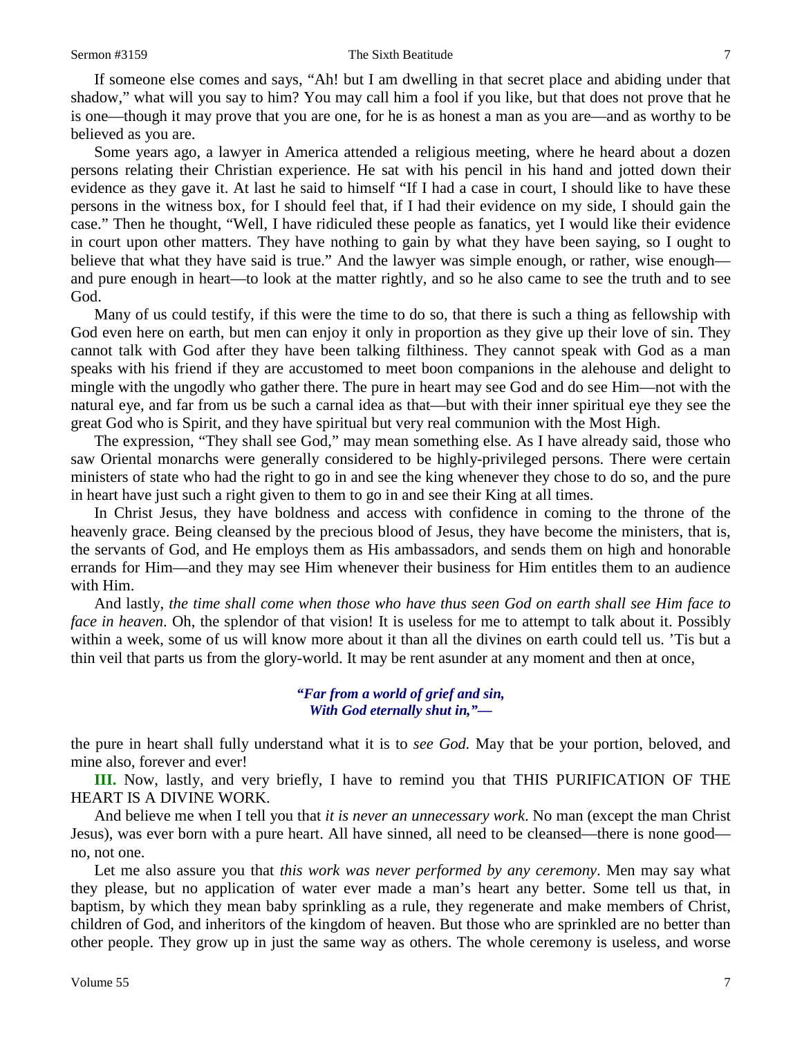If someone else comes and says, "Ah! but I am dwelling in that secret place and abiding under that shadow," what will you say to him? You may call him a fool if you like, but that does not prove that he is one—though it may prove that you are one, for he is as honest a man as you are—and as worthy to be believed as you are.

Some years ago, a lawyer in America attended a religious meeting, where he heard about a dozen persons relating their Christian experience. He sat with his pencil in his hand and jotted down their evidence as they gave it. At last he said to himself "If I had a case in court, I should like to have these persons in the witness box, for I should feel that, if I had their evidence on my side, I should gain the case." Then he thought, "Well, I have ridiculed these people as fanatics, yet I would like their evidence in court upon other matters. They have nothing to gain by what they have been saying, so I ought to believe that what they have said is true." And the lawyer was simple enough, or rather, wise enough—and pure enough in heart—to look at the matter rightly, and so he also came to see the truth and to see God.

Many of us could testify, if this were the time to do so, that there is such a thing as fellowship with God even here on earth, but men can enjoy it only in proportion as they give up their love of sin. They cannot talk with God after they have been talking filthiness. They cannot speak with God as a man speaks with his friend if they are accustomed to meet boon companions in the alehouse and delight to mingle with the ungodly who gather there. The pure in heart may see God and do see Him—not with the natural eye, and far from us be such a carnal idea as that—but with their inner spiritual eye they see the great God who is Spirit, and they have spiritual but very real communion with the Most High.

The expression, "They shall see God," may mean something else. As I have already said, those who saw Oriental monarchs were generally considered to be highly-privileged persons. There were certain ministers of state who had the right to go in and see the king whenever they chose to do so, and the pure in heart have just such a right given to them to go in and see their King at all times.

In Christ Jesus, they have boldness and access with confidence in coming to the throne of the heavenly grace. Being cleansed by the precious blood of Jesus, they have become the ministers, that is, the servants of God, and He employs them as His ambassadors, and sends them on high and honorable errands for Him—and they may see Him whenever their business for Him entitles them to an audience with Him.

And lastly, *the time shall come when those who have thus seen God on earth shall see Him face to face in heaven*. Oh, the splendor of that vision! It is useless for me to attempt to talk about it. Possibly within a week, some of us will know more about it than all the divines on earth could tell us. 'Tis but a thin veil that parts us from the glory-world. It may be rent asunder at any moment and then at once,

> ***"Far from a world of grief and sin,***
> ***With God eternally shut in,"—***

the pure in heart shall fully understand what it is to *see God.* May that be your portion, beloved, and mine also, forever and ever!

**III.** Now, lastly, and very briefly, I have to remind you that THIS PURIFICATION OF THE HEART IS A DIVINE WORK.

And believe me when I tell you that *it is never an unnecessary work*. No man (except the man Christ Jesus), was ever born with a pure heart. All have sinned, all need to be cleansed—there is none good—no, not one.

Let me also assure you that *this work was never performed by any ceremony*. Men may say what they please, but no application of water ever made a man's heart any better. Some tell us that, in baptism, by which they mean baby sprinkling as a rule, they regenerate and make members of Christ, children of God, and inheritors of the kingdom of heaven. But those who are sprinkled are no better than other people. They grow up in just the same way as others. The whole ceremony is useless, and worse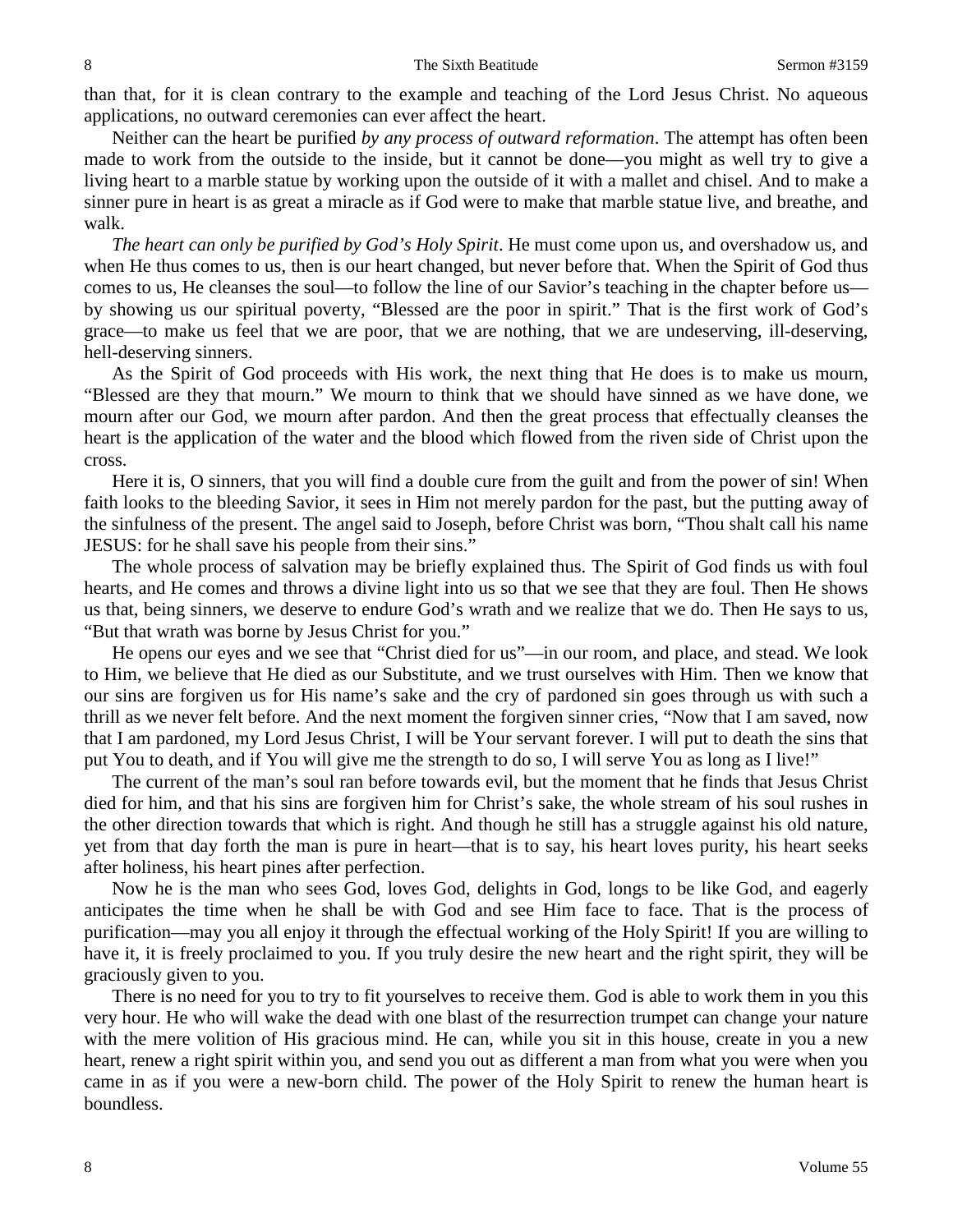than that, for it is clean contrary to the example and teaching of the Lord Jesus Christ. No aqueous applications, no outward ceremonies can ever affect the heart.

Neither can the heart be purified *by any process of outward reformation*. The attempt has often been made to work from the outside to the inside, but it cannot be done—you might as well try to give a living heart to a marble statue by working upon the outside of it with a mallet and chisel. And to make a sinner pure in heart is as great a miracle as if God were to make that marble statue live, and breathe, and walk.

*The heart can only be purified by God's Holy Spirit*. He must come upon us, and overshadow us, and when He thus comes to us, then is our heart changed, but never before that. When the Spirit of God thus comes to us, He cleanses the soul—to follow the line of our Savior's teaching in the chapter before us—by showing us our spiritual poverty, "Blessed are the poor in spirit." That is the first work of God's grace—to make us feel that we are poor, that we are nothing, that we are undeserving, ill-deserving, hell-deserving sinners.

As the Spirit of God proceeds with His work, the next thing that He does is to make us mourn, "Blessed are they that mourn." We mourn to think that we should have sinned as we have done, we mourn after our God, we mourn after pardon. And then the great process that effectually cleanses the heart is the application of the water and the blood which flowed from the riven side of Christ upon the cross.

Here it is, O sinners, that you will find a double cure from the guilt and from the power of sin! When faith looks to the bleeding Savior, it sees in Him not merely pardon for the past, but the putting away of the sinfulness of the present. The angel said to Joseph, before Christ was born, "Thou shalt call his name JESUS: for he shall save his people from their sins."

The whole process of salvation may be briefly explained thus. The Spirit of God finds us with foul hearts, and He comes and throws a divine light into us so that we see that they are foul. Then He shows us that, being sinners, we deserve to endure God's wrath and we realize that we do. Then He says to us, "But that wrath was borne by Jesus Christ for you."

He opens our eyes and we see that "Christ died for us"—in our room, and place, and stead. We look to Him, we believe that He died as our Substitute, and we trust ourselves with Him. Then we know that our sins are forgiven us for His name's sake and the cry of pardoned sin goes through us with such a thrill as we never felt before. And the next moment the forgiven sinner cries, "Now that I am saved, now that I am pardoned, my Lord Jesus Christ, I will be Your servant forever. I will put to death the sins that put You to death, and if You will give me the strength to do so, I will serve You as long as I live!"

The current of the man's soul ran before towards evil, but the moment that he finds that Jesus Christ died for him, and that his sins are forgiven him for Christ's sake, the whole stream of his soul rushes in the other direction towards that which is right. And though he still has a struggle against his old nature, yet from that day forth the man is pure in heart—that is to say, his heart loves purity, his heart seeks after holiness, his heart pines after perfection.

Now he is the man who sees God, loves God, delights in God, longs to be like God, and eagerly anticipates the time when he shall be with God and see Him face to face. That is the process of purification—may you all enjoy it through the effectual working of the Holy Spirit! If you are willing to have it, it is freely proclaimed to you. If you truly desire the new heart and the right spirit, they will be graciously given to you.

There is no need for you to try to fit yourselves to receive them. God is able to work them in you this very hour. He who will wake the dead with one blast of the resurrection trumpet can change your nature with the mere volition of His gracious mind. He can, while you sit in this house, create in you a new heart, renew a right spirit within you, and send you out as different a man from what you were when you came in as if you were a new-born child. The power of the Holy Spirit to renew the human heart is boundless.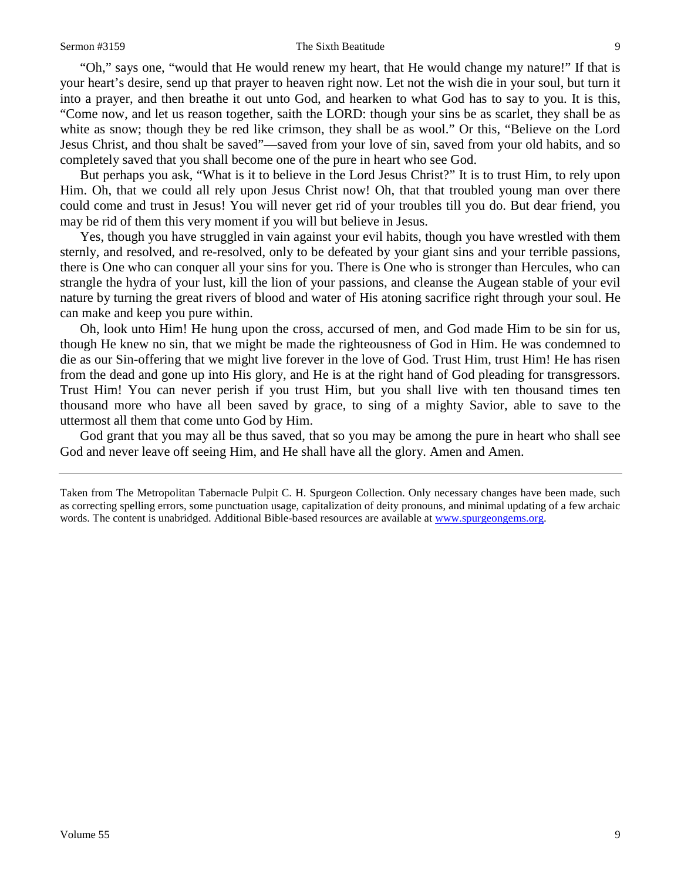"Oh," says one, "would that He would renew my heart, that He would change my nature!" If that is your heart's desire, send up that prayer to heaven right now. Let not the wish die in your soul, but turn it into a prayer, and then breathe it out unto God, and hearken to what God has to say to you. It is this, "Come now, and let us reason together, saith the LORD: though your sins be as scarlet, they shall be as white as snow; though they be red like crimson, they shall be as wool." Or this, "Believe on the Lord Jesus Christ, and thou shalt be saved"—saved from your love of sin, saved from your old habits, and so completely saved that you shall become one of the pure in heart who see God.

But perhaps you ask, "What is it to believe in the Lord Jesus Christ?" It is to trust Him, to rely upon Him. Oh, that we could all rely upon Jesus Christ now! Oh, that that troubled young man over there could come and trust in Jesus! You will never get rid of your troubles till you do. But dear friend, you may be rid of them this very moment if you will but believe in Jesus.

Yes, though you have struggled in vain against your evil habits, though you have wrestled with them sternly, and resolved, and re-resolved, only to be defeated by your giant sins and your terrible passions, there is One who can conquer all your sins for you. There is One who is stronger than Hercules, who can strangle the hydra of your lust, kill the lion of your passions, and cleanse the Augean stable of your evil nature by turning the great rivers of blood and water of His atoning sacrifice right through your soul. He can make and keep you pure within.

Oh, look unto Him! He hung upon the cross, accursed of men, and God made Him to be sin for us, though He knew no sin, that we might be made the righteousness of God in Him. He was condemned to die as our Sin-offering that we might live forever in the love of God. Trust Him, trust Him! He has risen from the dead and gone up into His glory, and He is at the right hand of God pleading for transgressors. Trust Him! You can never perish if you trust Him, but you shall live with ten thousand times ten thousand more who have all been saved by grace, to sing of a mighty Savior, able to save to the uttermost all them that come unto God by Him.

God grant that you may all be thus saved, that so you may be among the pure in heart who shall see God and never leave off seeing Him, and He shall have all the glory. Amen and Amen.

---

Taken from The Metropolitan Tabernacle Pulpit C. H. Spurgeon Collection. Only necessary changes have been made, such as correcting spelling errors, some punctuation usage, capitalization of deity pronouns, and minimal updating of a few archaic words. The content is unabridged. Additional Bible-based resources are available at www.spurgeongems.org.